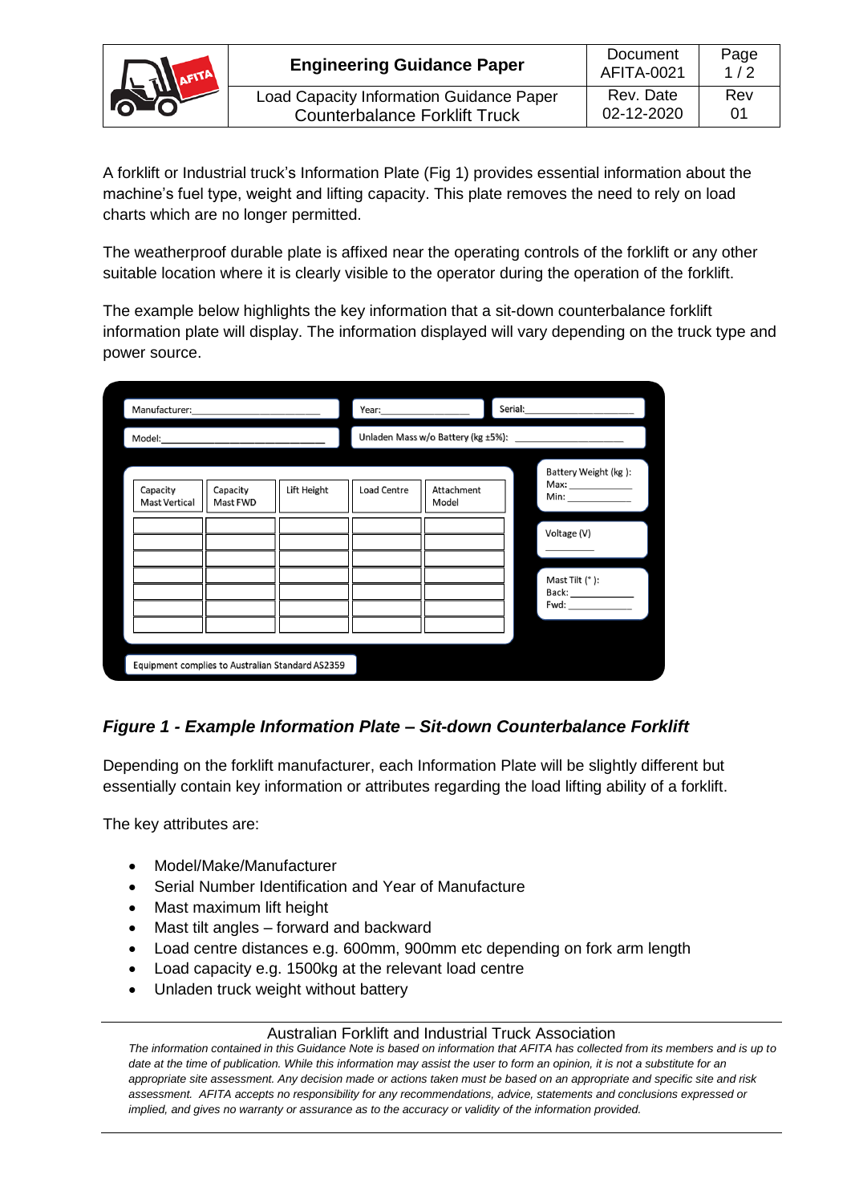| | Engineering Guidance Paper | Document AFITA-0021 | Page 1 / 2 |
|---|---|---|---|
| | Load Capacity Information Guidance Paper Counterbalance Forklift Truck | Rev. Date 02-12-2020 | Rev 01 |

A forklift or Industrial truck's Information Plate (Fig 1) provides essential information about the machine's fuel type, weight and lifting capacity. This plate removes the need to rely on load charts which are no longer permitted.

The weatherproof durable plate is affixed near the operating controls of the forklift or any other suitable location where it is clearly visible to the operator during the operation of the forklift.

The example below highlights the key information that a sit-down counterbalance forklift information plate will display. The information displayed will vary depending on the truck type and power source.

Manufacturer: ____________ Year: ____________ Serial: ____________

Model: ____________ Unladen Mass w/o Battery (kg ±5%): ____________

| Capacity Mast Vertical | Capacity Mast FWD | Lift Height | Load Centre | Attachment Model |
|---|---|---|---|---|
| | | | | |
| | | | | |
| | | | | |
| | | | | |
| | | | | |
| | | | | |
| | | | | |

Battery Weight (kg ): Max: ________ Min: ________

Voltage (V) ________

Mast Tilt (° ): Back: ________ Fwd: ________

Equipment complies to Australian Standard AS2359

***Figure 1 - Example Information Plate – Sit-down Counterbalance Forklift***

Depending on the forklift manufacturer, each Information Plate will be slightly different but essentially contain key information or attributes regarding the load lifting ability of a forklift.

The key attributes are:

- Model/Make/Manufacturer
- Serial Number Identification and Year of Manufacture
- Mast maximum lift height
- Mast tilt angles – forward and backward
- Load centre distances e.g. 600mm, 900mm etc depending on fork arm length
- Load capacity e.g. 1500kg at the relevant load centre
- Unladen truck weight without battery

Australian Forklift and Industrial Truck Association

*The information contained in this Guidance Note is based on information that AFITA has collected from its members and is up to date at the time of publication. While this information may assist the user to form an opinion, it is not a substitute for an appropriate site assessment. Any decision made or actions taken must be based on an appropriate and specific site and risk assessment. AFITA accepts no responsibility for any recommendations, advice, statements and conclusions expressed or implied, and gives no warranty or assurance as to the accuracy or validity of the information provided.*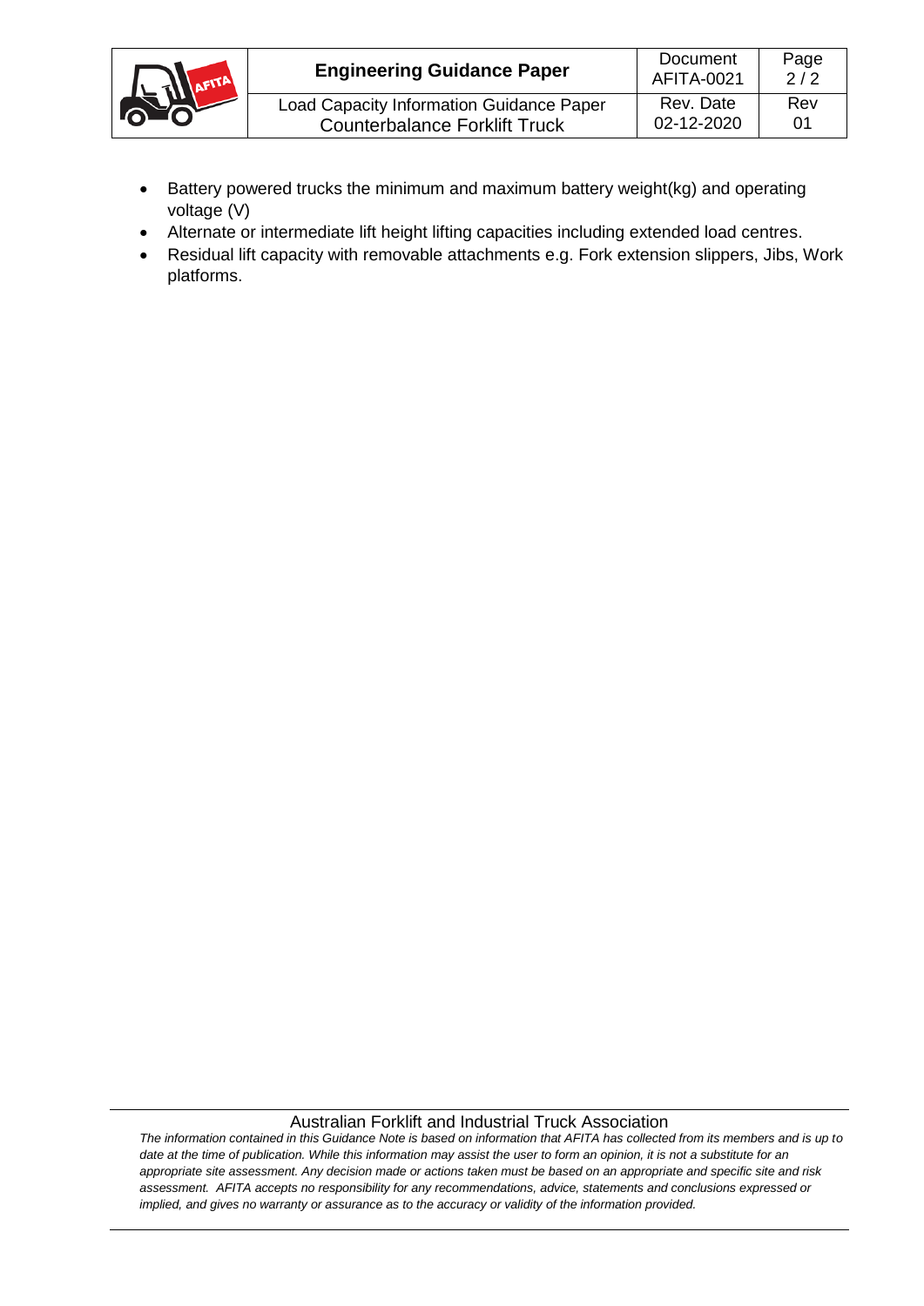- Battery powered trucks the minimum and maximum battery weight(kg) and operating voltage (V)
- Alternate or intermediate lift height lifting capacities including extended load centres.
- Residual lift capacity with removable attachments e.g. Fork extension slippers, Jibs, Work platforms.

Australian Forklift and Industrial Truck Association

*The information contained in this Guidance Note is based on information that AFITA has collected from its members and is up to date at the time of publication. While this information may assist the user to form an opinion, it is not a substitute for an appropriate site assessment. Any decision made or actions taken must be based on an appropriate and specific site and risk assessment. AFITA accepts no responsibility for any recommendations, advice, statements and conclusions expressed or implied, and gives no warranty or assurance as to the accuracy or validity of the information provided.*